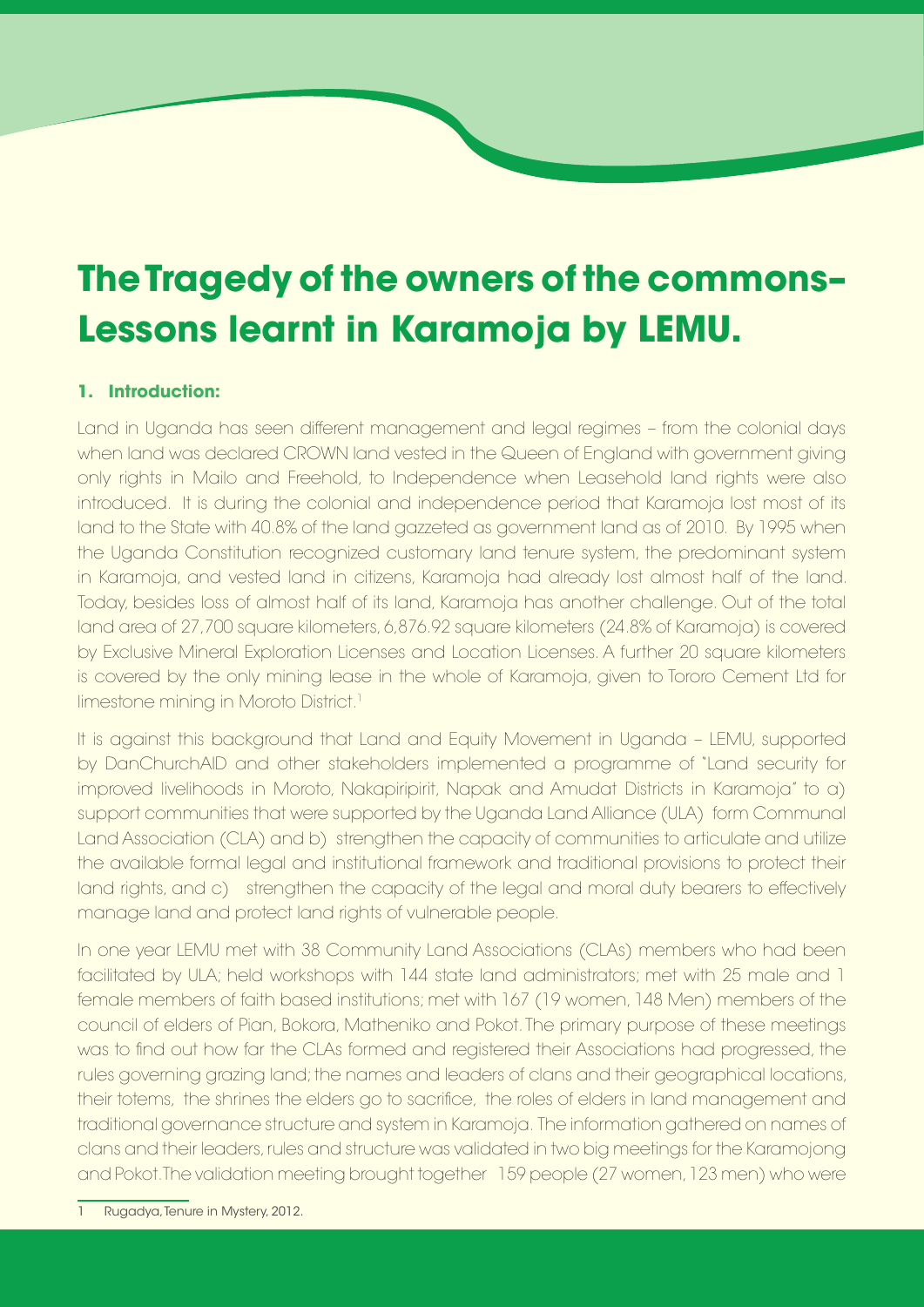# The Tragedy of the owners of the commons– Lessons learnt in Karamoja by LEMU.

## 1. Introduction:

Land in Uganda has seen different management and legal regimes – from the colonial days when land was declared CROWN land vested in the Queen of England with government giving only rights in Mailo and Freehold, to Independence when Leasehold land rights were also introduced. It is during the colonial and independence period that Karamoja lost most of its land to the State with 40.8% of the land gazzeted as government land as of 2010. By 1995 when the Uganda Constitution recognized customary land tenure system, the predominant system in Karamoja, and vested land in citizens, Karamoja had already lost almost half of the land. Today, besides loss of almost half of its land, Karamoja has another challenge. Out of the total land area of 27,700 square kilometers, 6,876.92 square kilometers (24.8% of Karamoja) is covered by Exclusive Mineral Exploration Licenses and Location Licenses. A further 20 square kilometers is covered by the only mining lease in the whole of Karamoja, given to Tororo Cement Ltd for limestone mining in Moroto District.[1]

It is against this background that Land and Equity Movement in Uganda – LEMU, supported by DanChurchAID and other stakeholders implemented a programme of "Land security for improved livelihoods in Moroto, Nakapiripirit, Napak and Amudat Districts in Karamoja" to a) support communities that were supported by the Uganda Land Alliance (ULA) form Communal Land Association (CLA) and b) strengthen the capacity of communities to articulate and utilize the available formal legal and institutional framework and traditional provisions to protect their land rights, and c) strengthen the capacity of the legal and moral duty bearers to effectively manage land and protect land rights of vulnerable people.

In one year LEMU met with 38 Community Land Associations (CLAs) members who had been facilitated by ULA; held workshops with 144 state land administrators; met with 25 male and 1 female members of faith based institutions; met with 167 (19 women, 148 Men) members of the council of elders of Pian, Bokora, Matheniko and Pokot. The primary purpose of these meetings was to find out how far the CLAs formed and registered their Associations had progressed, the rules governing grazing land; the names and leaders of clans and their geographical locations, their totems, the shrines the elders go to sacrifice, the roles of elders in land management and traditional governance structure and system in Karamoja. The information gathered on names of clans and their leaders, rules and structure was validated in two big meetings for the Karamojong and Pokot. The validation meeting brought together 159 people (27 women, 123 men) who were

---

1 Rugadya, Tenure in Mystery, 2012.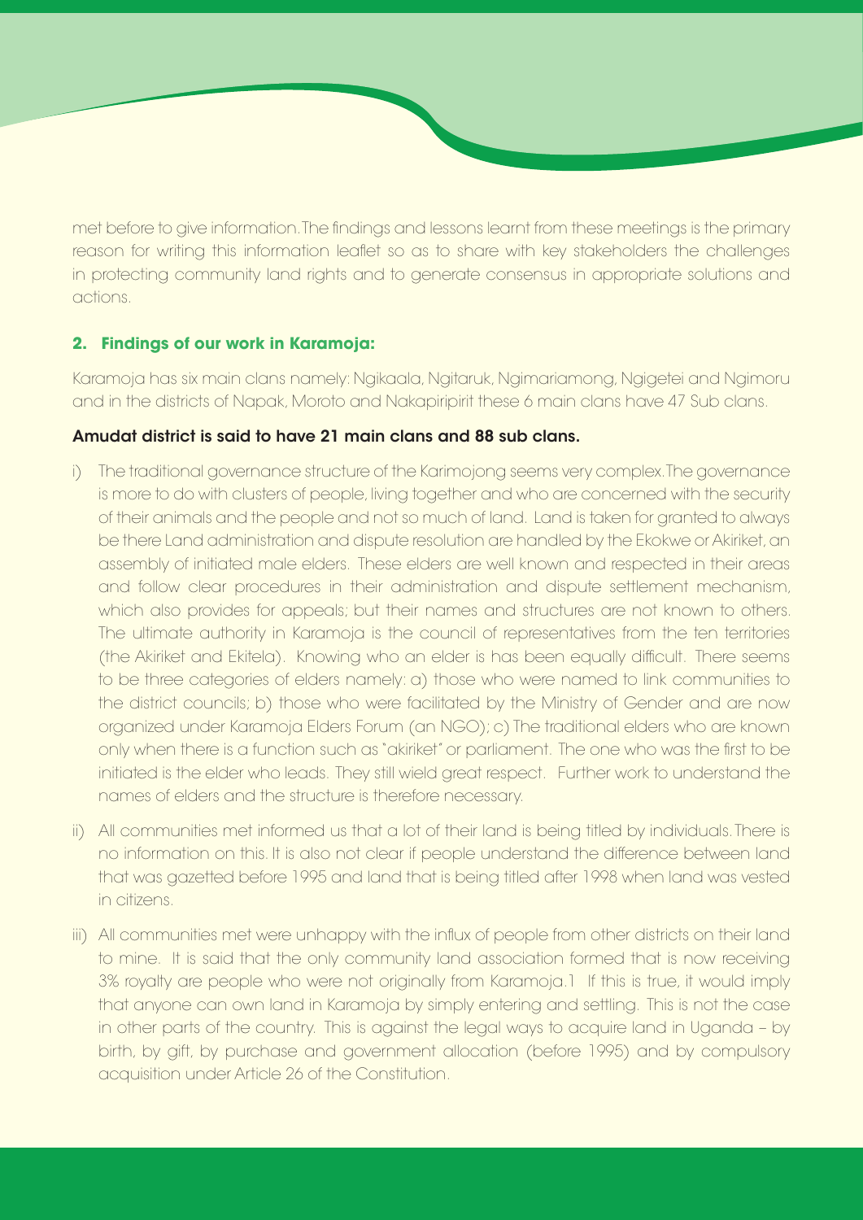met before to give information. The findings and lessons learnt from these meetings is the primary reason for writing this information leaflet so as to share with key stakeholders the challenges in protecting community land rights and to generate consensus in appropriate solutions and actions.

## 2. Findings of our work in Karamoja:

Karamoja has six main clans namely: Ngikaala, Ngitaruk, Ngimariamong, Ngigetei and Ngimoru and in the districts of Napak, Moroto and Nakapiripirit these 6 main clans have 47 Sub clans.

**Amudat district is said to have 21 main clans and 88 sub clans.**

i) The traditional governance structure of the Karimojong seems very complex. The governance is more to do with clusters of people, living together and who are concerned with the security of their animals and the people and not so much of land. Land is taken for granted to always be there Land administration and dispute resolution are handled by the Ekokwe or Akiriket, an assembly of initiated male elders. These elders are well known and respected in their areas and follow clear procedures in their administration and dispute settlement mechanism, which also provides for appeals; but their names and structures are not known to others. The ultimate authority in Karamoja is the council of representatives from the ten territories (the Akiriket and Ekitela). Knowing who an elder is has been equally difficult. There seems to be three categories of elders namely: a) those who were named to link communities to the district councils; b) those who were facilitated by the Ministry of Gender and are now organized under Karamoja Elders Forum (an NGO); c) The traditional elders who are known only when there is a function such as "akiriket" or parliament. The one who was the first to be initiated is the elder who leads. They still wield great respect. Further work to understand the names of elders and the structure is therefore necessary.

ii) All communities met informed us that a lot of their land is being titled by individuals. There is no information on this. It is also not clear if people understand the difference between land that was gazetted before 1995 and land that is being titled after 1998 when land was vested in citizens.

iii) All communities met were unhappy with the influx of people from other districts on their land to mine. It is said that the only community land association formed that is now receiving 3% royalty are people who were not originally from Karamoja.[1] If this is true, it would imply that anyone can own land in Karamoja by simply entering and settling. This is not the case in other parts of the country. This is against the legal ways to acquire land in Uganda – by birth, by gift, by purchase and government allocation (before 1995) and by compulsory acquisition under Article 26 of the Constitution.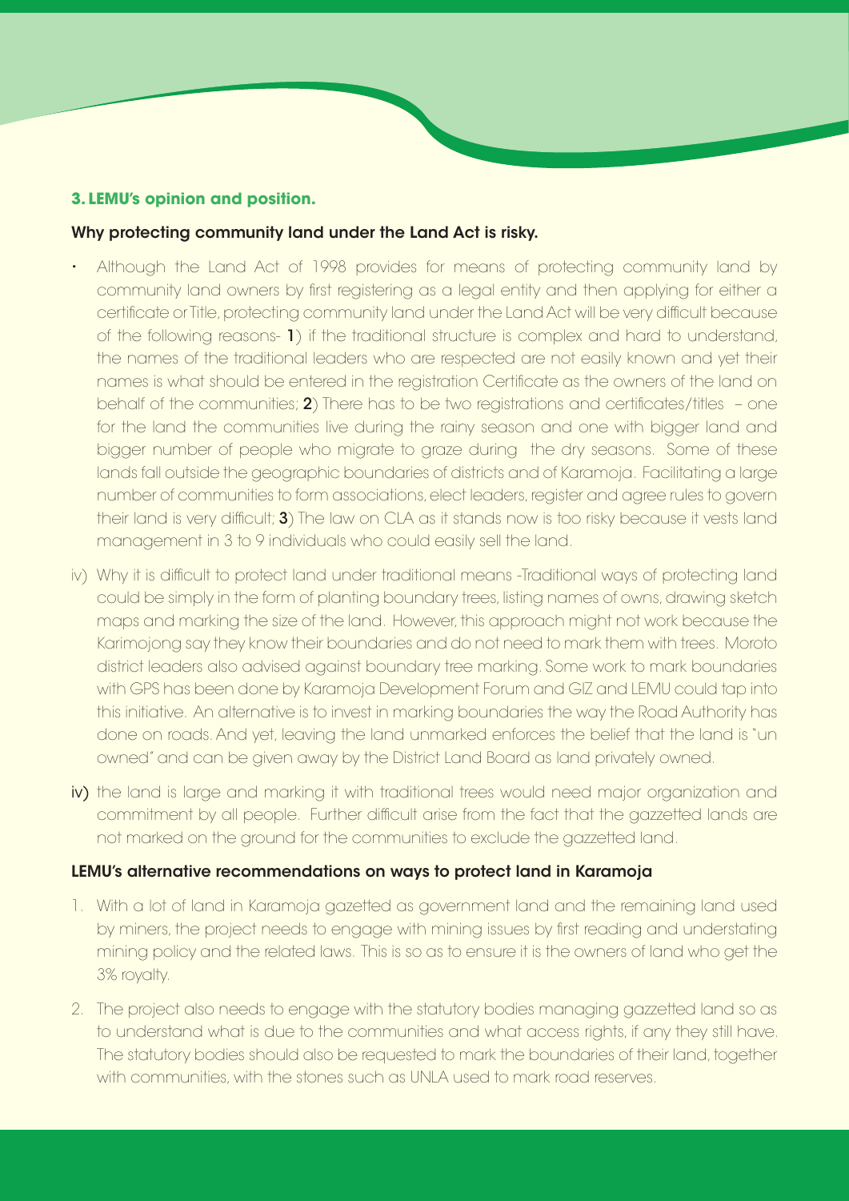### 3. LEMU's opinion and position.

**Why protecting community land under the Land Act is risky.**

- Although the Land Act of 1998 provides for means of protecting community land by community land owners by first registering as a legal entity and then applying for either a certificate or Title, protecting community land under the Land Act will be very difficult because of the following reasons- **1**) if the traditional structure is complex and hard to understand, the names of the traditional leaders who are respected are not easily known and yet their names is what should be entered in the registration Certificate as the owners of the land on behalf of the communities; **2**) There has to be two registrations and certificates/titles – one for the land the communities live during the rainy season and one with bigger land and bigger number of people who migrate to graze during the dry seasons. Some of these lands fall outside the geographic boundaries of districts and of Karamoja. Facilitating a large number of communities to form associations, elect leaders, register and agree rules to govern their land is very difficult; **3**) The law on CLA as it stands now is too risky because it vests land management in 3 to 9 individuals who could easily sell the land.

iv) Why it is difficult to protect land under traditional means -Traditional ways of protecting land could be simply in the form of planting boundary trees, listing names of owns, drawing sketch maps and marking the size of the land. However, this approach might not work because the Karimojong say they know their boundaries and do not need to mark them with trees. Moroto district leaders also advised against boundary tree marking. Some work to mark boundaries with GPS has been done by Karamoja Development Forum and GIZ and LEMU could tap into this initiative. An alternative is to invest in marking boundaries the way the Road Authority has done on roads. And yet, leaving the land unmarked enforces the belief that the land is "un owned" and can be given away by the District Land Board as land privately owned.

iv) the land is large and marking it with traditional trees would need major organization and commitment by all people. Further difficult arise from the fact that the gazzetted lands are not marked on the ground for the communities to exclude the gazzetted land.

**LEMU's alternative recommendations on ways to protect land in Karamoja**

1. With a lot of land in Karamoja gazetted as government land and the remaining land used by miners, the project needs to engage with mining issues by first reading and understating mining policy and the related laws. This is so as to ensure it is the owners of land who get the 3% royalty.
2. The project also needs to engage with the statutory bodies managing gazzetted land so as to understand what is due to the communities and what access rights, if any they still have. The statutory bodies should also be requested to mark the boundaries of their land, together with communities, with the stones such as UNLA used to mark road reserves.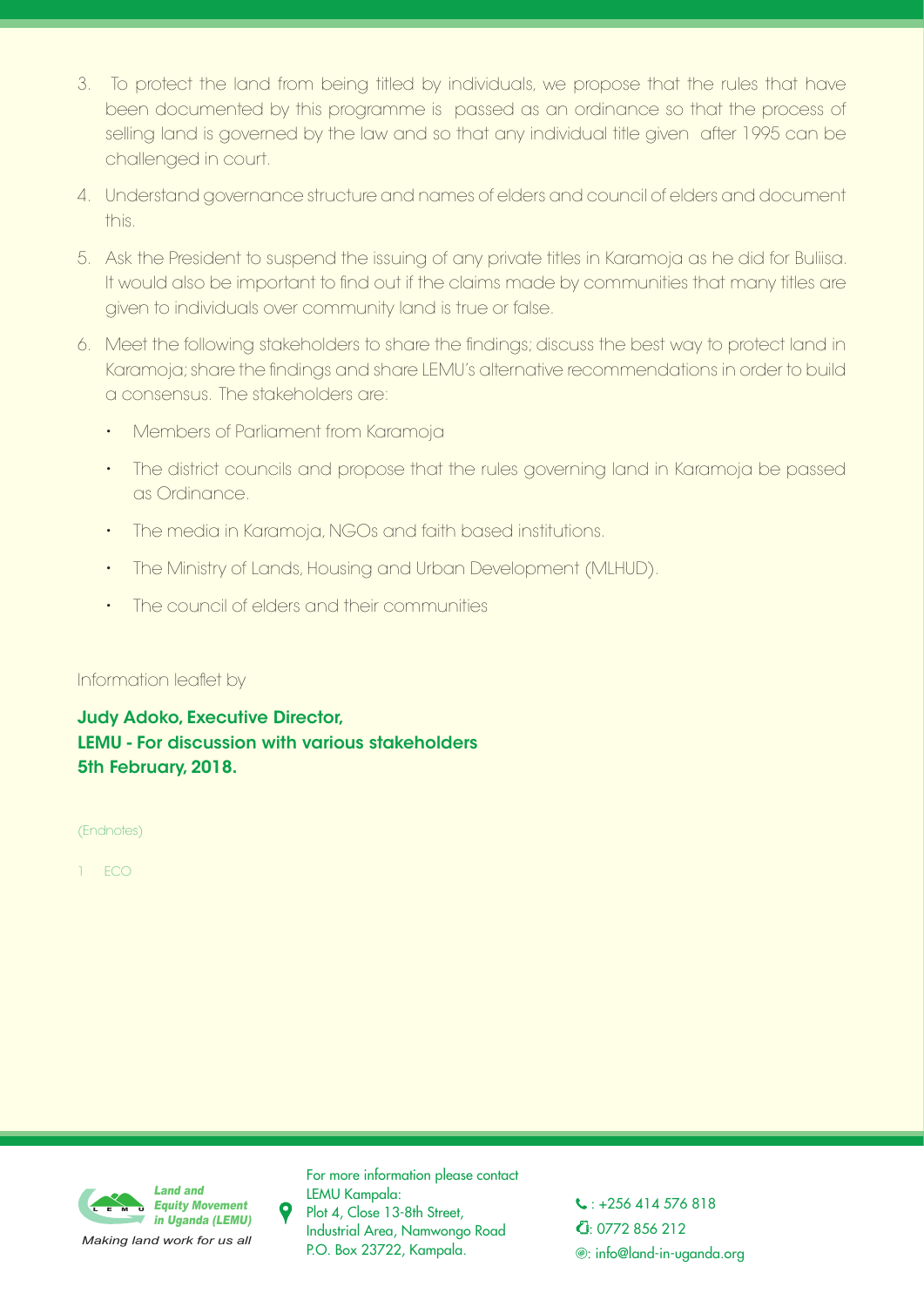3. To protect the land from being titled by individuals, we propose that the rules that have been documented by this programme is passed as an ordinance so that the process of selling land is governed by the law and so that any individual title given after 1995 can be challenged in court.
4. Understand governance structure and names of elders and council of elders and document this.
5. Ask the President to suspend the issuing of any private titles in Karamoja as he did for Buliisa. It would also be important to find out if the claims made by communities that many titles are given to individuals over community land is true or false.
6. Meet the following stakeholders to share the findings; discuss the best way to protect land in Karamoja; share the findings and share LEMU's alternative recommendations in order to build a consensus. The stakeholders are:
   - Members of Parliament from Karamoja
   - The district councils and propose that the rules governing land in Karamoja be passed as Ordinance.
   - The media in Karamoja, NGOs and faith based institutions.
   - The Ministry of Lands, Housing and Urban Development (MLHUD).
   - The council of elders and their communities

Information leaflet by

**Judy Adoko, Executive Director,**
**LEMU - For discussion with various stakeholders**
**5th February, 2018.**

(Endnotes)

1 ECO

*Land and Equity Movement in Uganda (LEMU)*

*Making land work for us all*

For more information please contact LEMU Kampala:
Plot 4, Close 13-8th Street,
Industrial Area, Namwongo Road
P.O. Box 23722, Kampala.

: +256 414 576 818
: 0772 856 212
: info@land-in-uganda.org